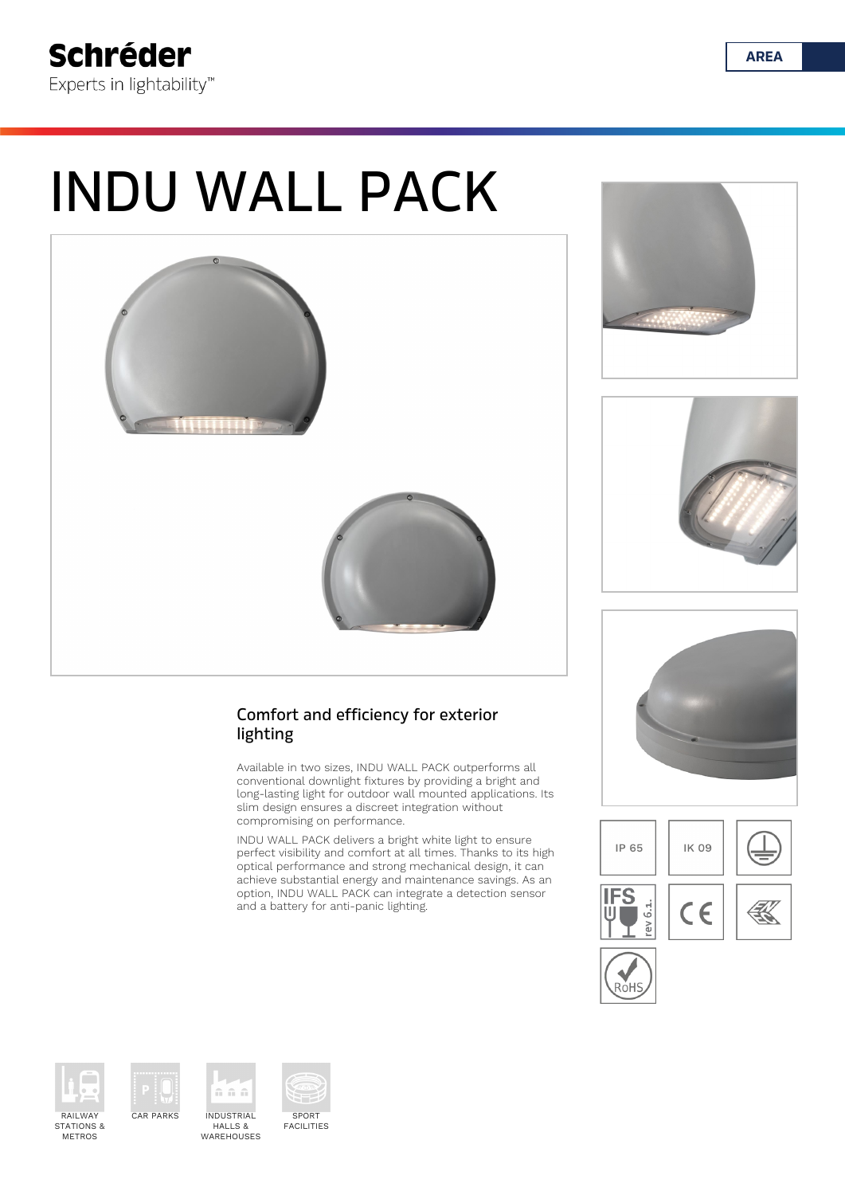Schréder
Experts in lightability™

AREA

# INDU WALL PACK

## Comfort and efficiency for exterior lighting

Available in two sizes, INDU WALL PACK outperforms all conventional downlight fixtures by providing a bright and long-lasting light for outdoor wall mounted applications. Its slim design ensures a discreet integration without compromising on performance.

INDU WALL PACK delivers a bright white light to ensure perfect visibility and comfort at all times. Thanks to its high optical performance and strong mechanical design, it can achieve substantial energy and maintenance savings. As an option, INDU WALL PACK can integrate a detection sensor and a battery for anti-panic lighting.

IP 65

IK 09

RAILWAY STATIONS & METROS

CAR PARKS

INDUSTRIAL HALLS & WAREHOUSES

SPORT FACILITIES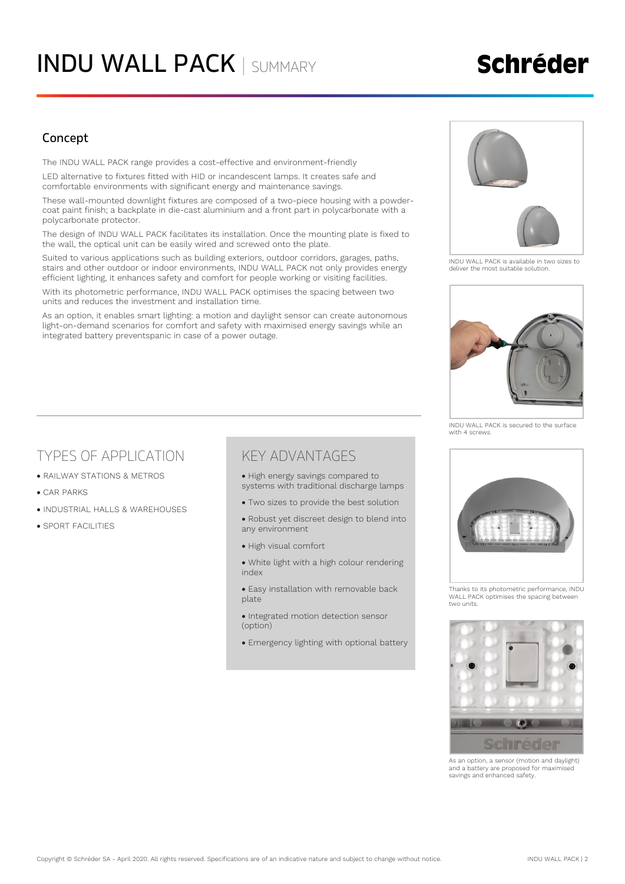# INDU WALL PACK | SUMMARY

## Concept

The INDU WALL PACK range provides a cost-effective and environment-friendly

LED alternative to fixtures fitted with HID or incandescent lamps. It creates safe and comfortable environments with significant energy and maintenance savings.

These wall-mounted downlight fixtures are composed of a two-piece housing with a powder-coat paint finish; a backplate in die-cast aluminium and a front part in polycarbonate with a polycarbonate protector.

The design of INDU WALL PACK facilitates its installation. Once the mounting plate is fixed to the wall, the optical unit can be easily wired and screwed onto the plate.

Suited to various applications such as building exteriors, outdoor corridors, garages, paths, stairs and other outdoor or indoor environments, INDU WALL PACK not only provides energy efficient lighting, it enhances safety and comfort for people working or visiting facilities.

With its photometric performance, INDU WALL PACK optimises the spacing between two units and reduces the investment and installation time.

As an option, it enables smart lighting: a motion and daylight sensor can create autonomous light-on-demand scenarios for comfort and safety with maximised energy savings while an integrated battery preventspanic in case of a power outage.

INDU WALL PACK is available in two sizes to deliver the most suitable solution.

INDU WALL PACK is secured to the surface with 4 screws.

Thanks to its photometric performance, INDU WALL PACK optimises the spacing between two units.

As an option, a sensor (motion and daylight) and a battery are proposed for maximised savings and enhanced safety.

## TYPES OF APPLICATION

- RAILWAY STATIONS & METROS
- CAR PARKS
- INDUSTRIAL HALLS & WAREHOUSES
- SPORT FACILITIES

## KEY ADVANTAGES

- High energy savings compared to systems with traditional discharge lamps
- Two sizes to provide the best solution
- Robust yet discreet design to blend into any environment
- High visual comfort
- White light with a high colour rendering index
- Easy installation with removable back plate
- Integrated motion detection sensor (option)
- Emergency lighting with optional battery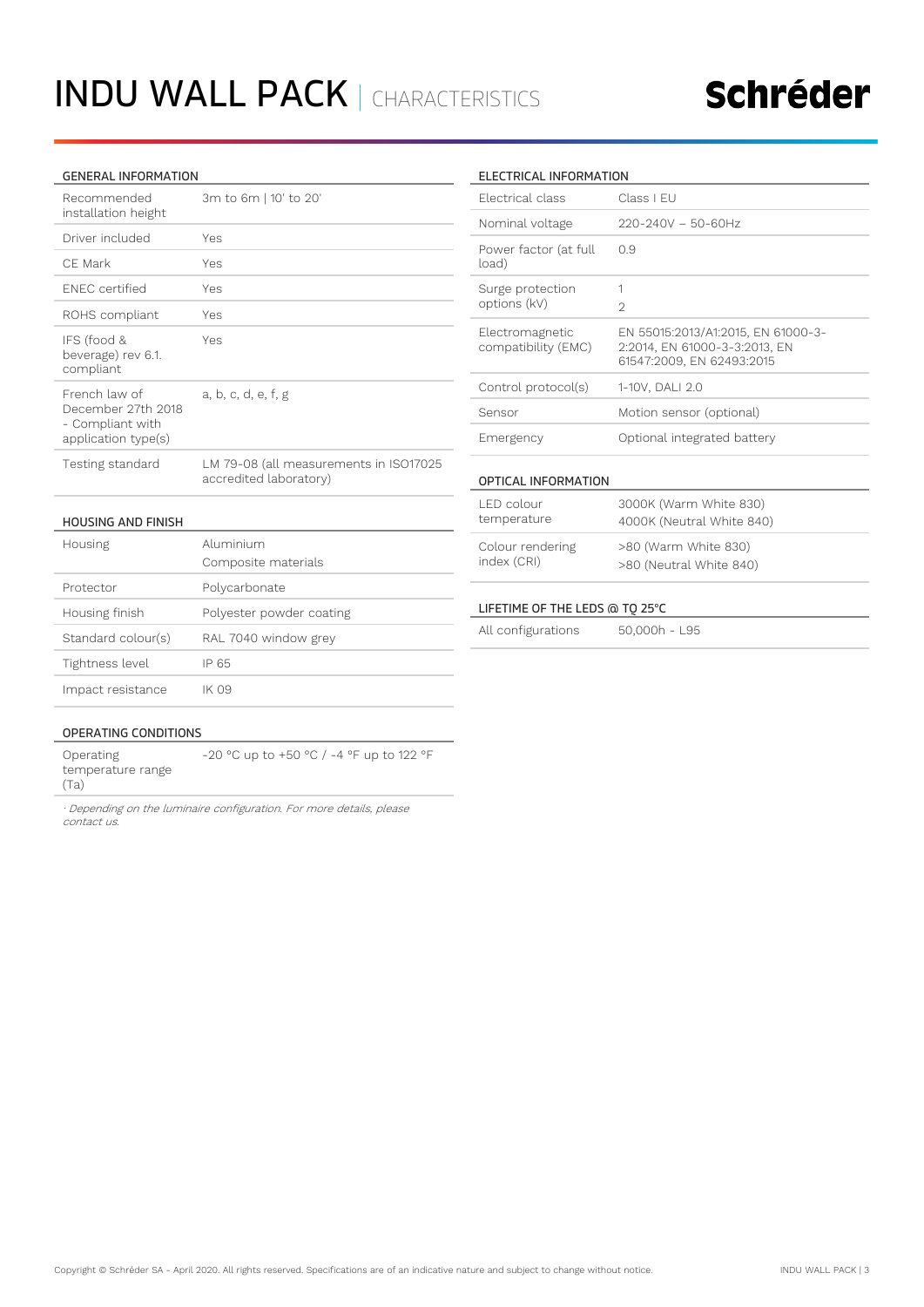# INDU WALL PACK | CHARACTERISTICS

## GENERAL INFORMATION

| | |
|---|---|
| Recommended installation height | 3m to 6m \| 10' to 20' |
| Driver included | Yes |
| CE Mark | Yes |
| ENEC certified | Yes |
| ROHS compliant | Yes |
| IFS (food & beverage) rev 6.1. compliant | Yes |
| French law of December 27th 2018 - Compliant with application type(s) | a, b, c, d, e, f, g |
| Testing standard | LM 79-08 (all measurements in ISO17025 accredited laboratory) |

## HOUSING AND FINISH

| | |
|---|---|
| Housing | Aluminium<br>Composite materials |
| Protector | Polycarbonate |
| Housing finish | Polyester powder coating |
| Standard colour(s) | RAL 7040 window grey |
| Tightness level | IP 65 |
| Impact resistance | IK 09 |

## OPERATING CONDITIONS

| | |
|---|---|
| Operating temperature range (Ta) | -20 °C up to +50 °C / -4 °F up to 122 °F |

*· Depending on the luminaire configuration. For more details, please contact us.*

## ELECTRICAL INFORMATION

| | |
|---|---|
| Electrical class | Class I EU |
| Nominal voltage | 220-240V – 50-60Hz |
| Power factor (at full load) | 0.9 |
| Surge protection options (kV) | 1<br>2 |
| Electromagnetic compatibility (EMC) | EN 55015:2013/A1:2015, EN 61000-3-2:2014, EN 61000-3-3:2013, EN 61547:2009, EN 62493:2015 |
| Control protocol(s) | 1-10V, DALI 2.0 |
| Sensor | Motion sensor (optional) |
| Emergency | Optional integrated battery |

## OPTICAL INFORMATION

| | |
|---|---|
| LED colour temperature | 3000K (Warm White 830)<br>4000K (Neutral White 840) |
| Colour rendering index (CRI) | >80 (Warm White 830)<br>>80 (Neutral White 840) |

## LIFETIME OF THE LEDS @ TQ 25°C

| | |
|---|---|
| All configurations | 50,000h - L95 |

Copyright © Schréder SA - April 2020. All rights reserved. Specifications are of an indicative nature and subject to change without notice.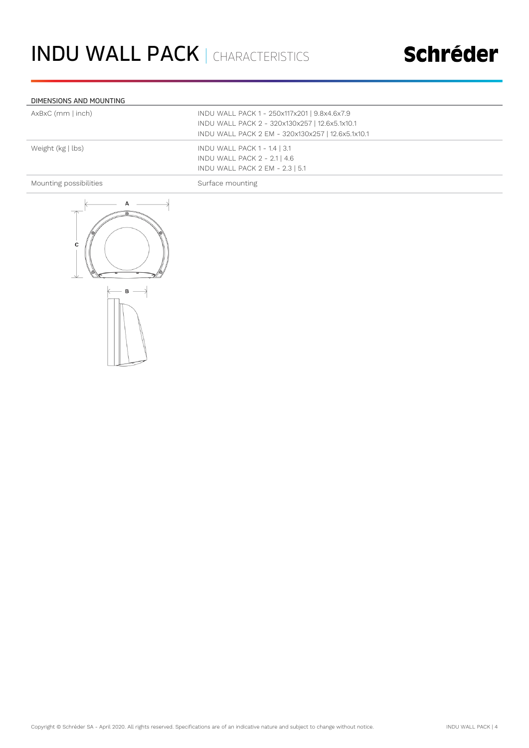# INDU WALL PACK | CHARACTERISTICS

## DIMENSIONS AND MOUNTING

| | |
|---|---|
| AxBxC (mm \| inch) | INDU WALL PACK 1 - 250x117x201 \| 9.8x4.6x7.9<br>INDU WALL PACK 2 - 320x130x257 \| 12.6x5.1x10.1<br>INDU WALL PACK 2 EM - 320x130x257 \| 12.6x5.1x10.1 |
| Weight (kg \| lbs) | INDU WALL PACK 1 - 1.4 \| 3.1<br>INDU WALL PACK 2 - 2.1 \| 4.6<br>INDU WALL PACK 2 EM - 2.3 \| 5.1 |
| Mounting possibilities | Surface mounting |

Copyright © Schréder SA - April 2020. All rights reserved. Specifications are of an indicative nature and subject to change without notice.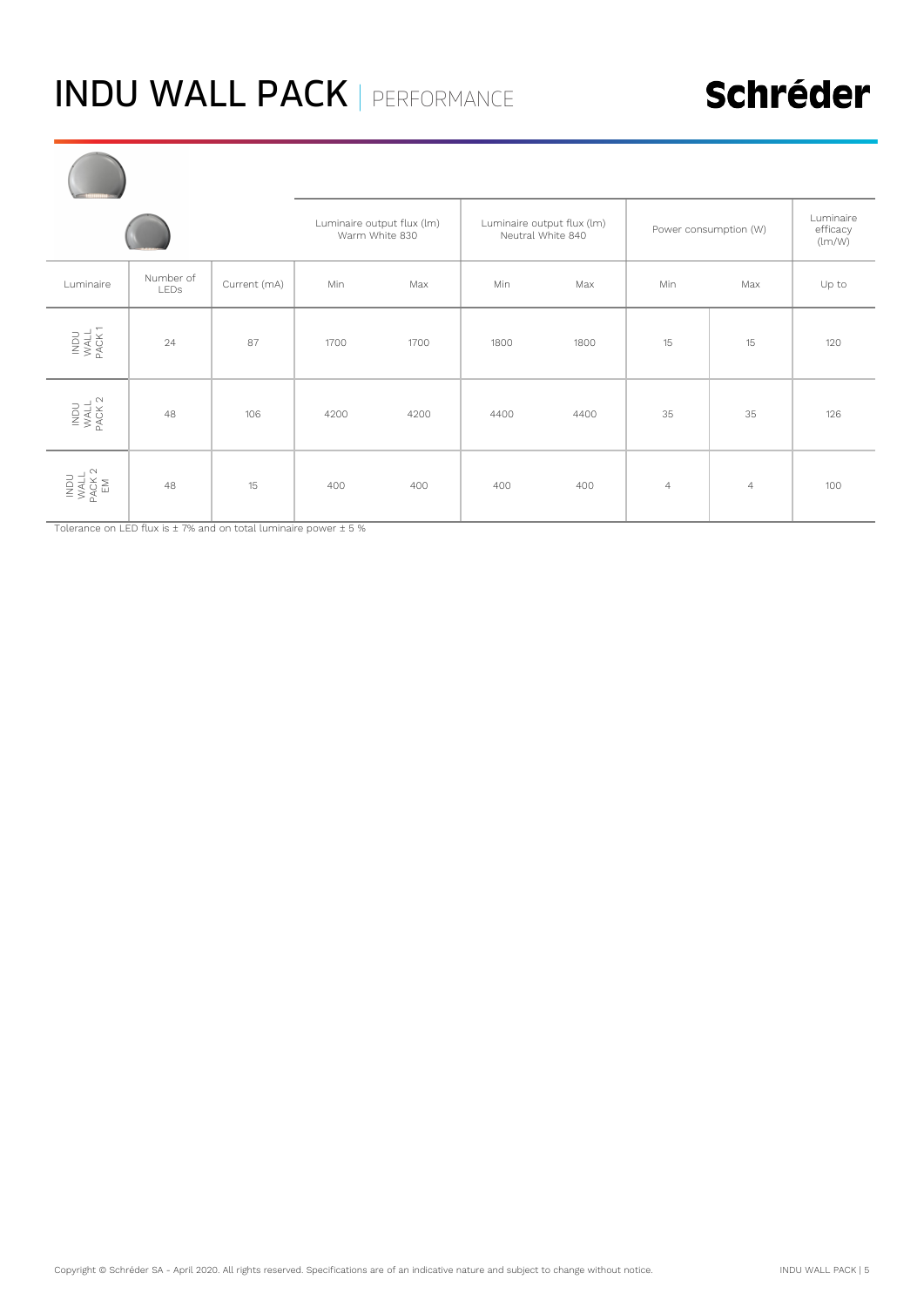# INDU WALL PACK | PERFORMANCE

| | | | Luminaire output flux (lm) Warm White 830 | | Luminaire output flux (lm) Neutral White 840 | | Power consumption (W) | | Luminaire efficacy (lm/W) |
|---|---|---|---|---|---|---|---|---|---|
| Luminaire | Number of LEDs | Current (mA) | Min | Max | Min | Max | Min | Max | Up to |
| INDU WALL PACK 1 | 24 | 87 | 1700 | 1700 | 1800 | 1800 | 15 | 15 | 120 |
| INDU WALL PACK 2 | 48 | 106 | 4200 | 4200 | 4400 | 4400 | 35 | 35 | 126 |
| INDU WALL PACK 2 EM | 48 | 15 | 400 | 400 | 400 | 400 | 4 | 4 | 100 |

Tolerance on LED flux is ± 7% and on total luminaire power ± 5 %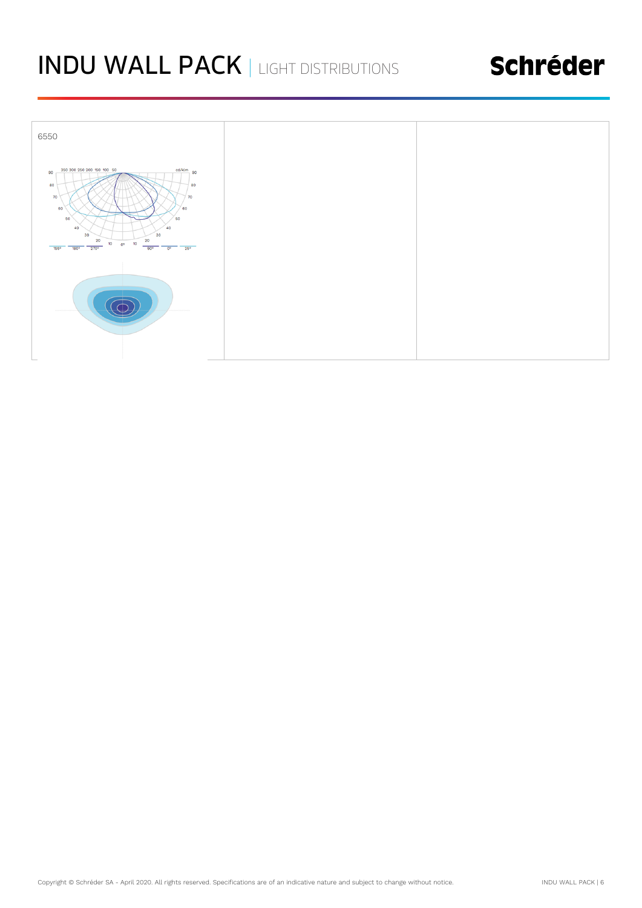# INDU WALL PACK | LIGHT DISTRIBUTIONS

6550

350 300 250 200 150 100 50

cd/klm

90 80 70 60 50 40 30 20 10 0° 10 20 30 40 50 60 70 80 90

155° 180° 270° 90° 0° 25°